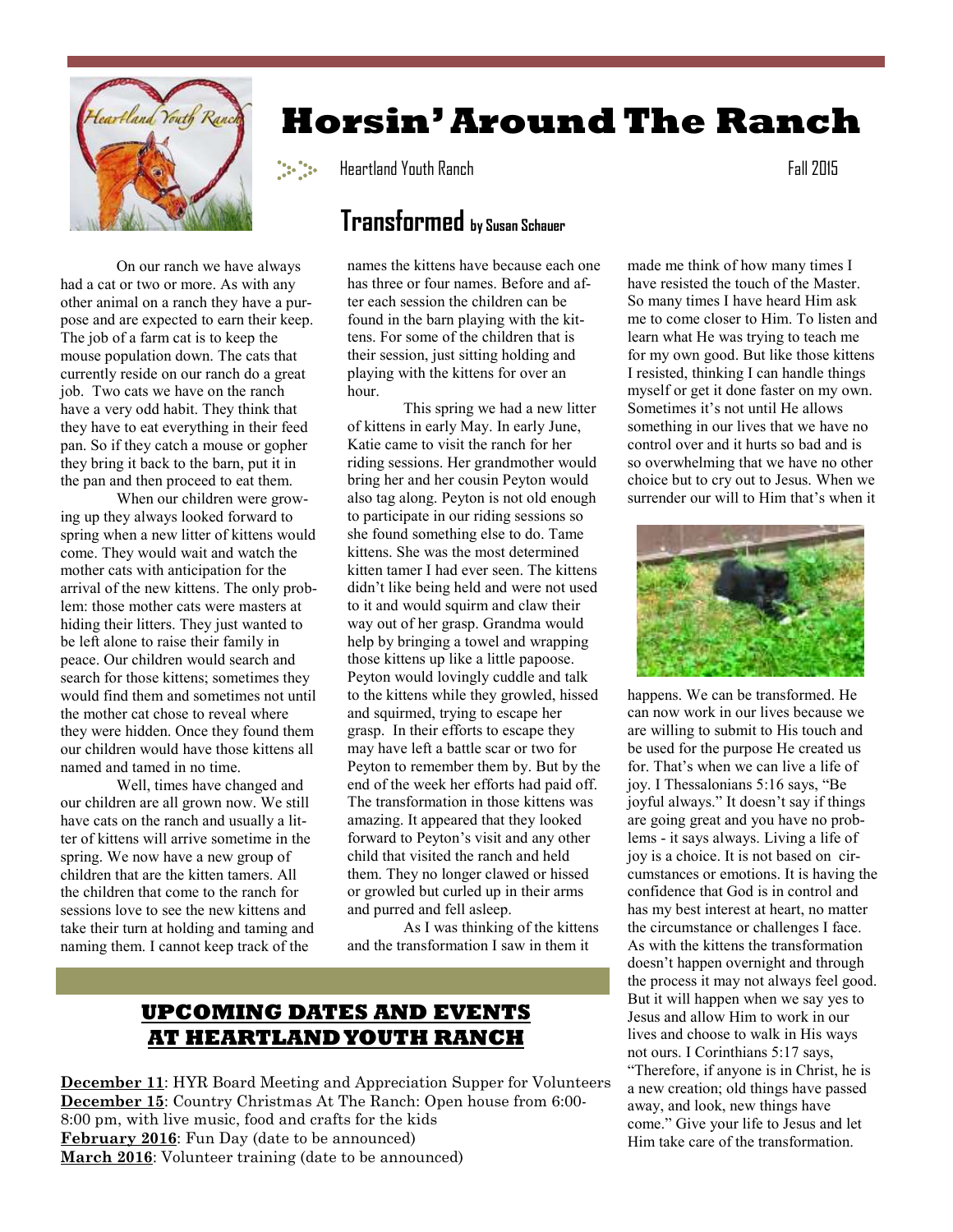# Horsin' Around The Ranch

Heartland Youth Ranch — Fall 2015

## Transformed by Susan Schauer

On our ranch we have always had a cat or two or more. As with any other animal on a ranch they have a purpose and are expected to earn their keep. The job of a farm cat is to keep the mouse population down. The cats that currently reside on our ranch do a great job. Two cats we have on the ranch have a very odd habit. They think that they have to eat everything in their feed pan. So if they catch a mouse or gopher they bring it back to the barn, put it in the pan and then proceed to eat them.

When our children were growing up they always looked forward to spring when a new litter of kittens would come. They would wait and watch the mother cats with anticipation for the arrival of the new kittens. The only problem: those mother cats were masters at hiding their litters. They just wanted to be left alone to raise their family in peace. Our children would search and search for those kittens; sometimes they would find them and sometimes not until the mother cat chose to reveal where they were hidden. Once they found them our children would have those kittens all named and tamed in no time.

Well, times have changed and our children are all grown now. We still have cats on the ranch and usually a litter of kittens will arrive sometime in the spring. We now have a new group of children that are the kitten tamers. All the children that come to the ranch for sessions love to see the new kittens and take their turn at holding and taming and naming them. I cannot keep track of the names the kittens have because each one has three or four names. Before and after each session the children can be found in the barn playing with the kittens. For some of the children that is their session, just sitting holding and playing with the kittens for over an hour.

This spring we had a new litter of kittens in early May. In early June, Katie came to visit the ranch for her riding sessions. Her grandmother would bring her and her cousin Peyton would also tag along. Peyton is not old enough to participate in our riding sessions so she found something else to do. Tame kittens. She was the most determined kitten tamer I had ever seen. The kittens didn't like being held and were not used to it and would squirm and claw their way out of her grasp. Grandma would help by bringing a towel and wrapping those kittens up like a little papoose. Peyton would lovingly cuddle and talk to the kittens while they growled, hissed and squirmed, trying to escape her grasp. In their efforts to escape they may have left a battle scar or two for Peyton to remember them by. But by the end of the week her efforts had paid off. The transformation in those kittens was amazing. It appeared that they looked forward to Peyton's visit and any other child that visited the ranch and held them. They no longer clawed or hissed or growled but curled up in their arms and purred and fell asleep.

As I was thinking of the kittens and the transformation I saw in them it made me think of how many times I have resisted the touch of the Master. So many times I have heard Him ask me to come closer to Him. To listen and learn what He was trying to teach me for my own good. But like those kittens I resisted, thinking I can handle things myself or get it done faster on my own. Sometimes it's not until He allows something in our lives that we have no control over and it hurts so bad and is so overwhelming that we have no other choice but to cry out to Jesus. When we surrender our will to Him that's when it happens. We can be transformed. He can now work in our lives because we are willing to submit to His touch and be used for the purpose He created us for. That's when we can live a life of joy. I Thessalonians 5:16 says, "Be joyful always." It doesn't say if things are going great and you have no problems - it says always. Living a life of joy is a choice. It is not based on circumstances or emotions. It is having the confidence that God is in control and has my best interest at heart, no matter the circumstance or challenges I face. As with the kittens the transformation doesn't happen overnight and through the process it may not always feel good. But it will happen when we say yes to Jesus and allow Him to work in our lives and choose to walk in His ways not ours. I Corinthians 5:17 says, "Therefore, if anyone is in Christ, he is a new creation; old things have passed away, and look, new things have come." Give your life to Jesus and let Him take care of the transformation.

## UPCOMING DATES AND EVENTS AT HEARTLAND YOUTH RANCH

**December 11**: HYR Board Meeting and Appreciation Supper for Volunteers
**December 15**: Country Christmas At The Ranch: Open house from 6:00-8:00 pm, with live music, food and crafts for the kids
**February 2016**: Fun Day (date to be announced)
**March 2016**: Volunteer training (date to be announced)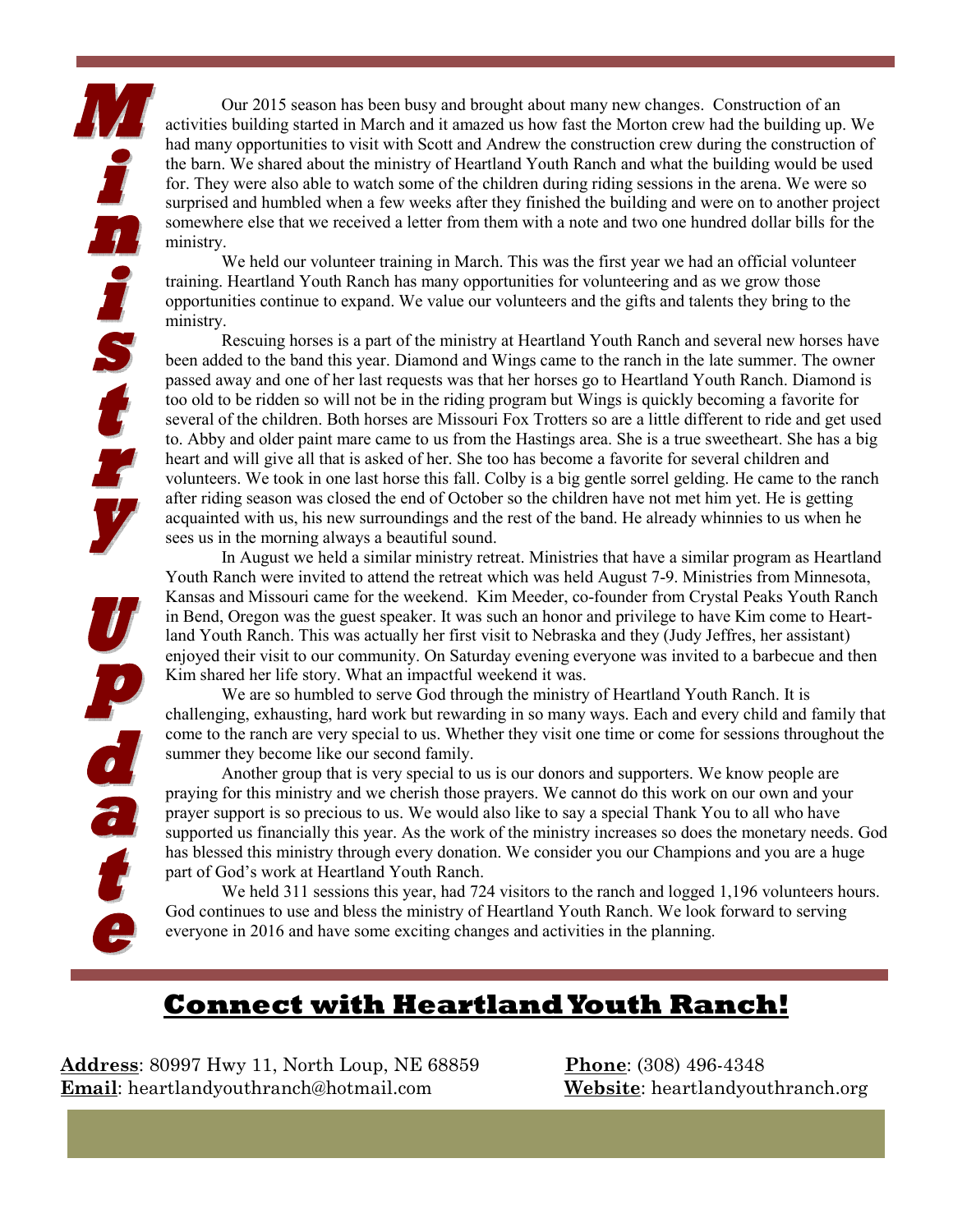# Ministry Update

Our 2015 season has been busy and brought about many new changes. Construction of an activities building started in March and it amazed us how fast the Morton crew had the building up. We had many opportunities to visit with Scott and Andrew the construction crew during the construction of the barn. We shared about the ministry of Heartland Youth Ranch and what the building would be used for. They were also able to watch some of the children during riding sessions in the arena. We were so surprised and humbled when a few weeks after they finished the building and were on to another project somewhere else that we received a letter from them with a note and two one hundred dollar bills for the ministry.

We held our volunteer training in March. This was the first year we had an official volunteer training. Heartland Youth Ranch has many opportunities for volunteering and as we grow those opportunities continue to expand. We value our volunteers and the gifts and talents they bring to the ministry.

Rescuing horses is a part of the ministry at Heartland Youth Ranch and several new horses have been added to the band this year. Diamond and Wings came to the ranch in the late summer. The owner passed away and one of her last requests was that her horses go to Heartland Youth Ranch. Diamond is too old to be ridden so will not be in the riding program but Wings is quickly becoming a favorite for several of the children. Both horses are Missouri Fox Trotters so are a little different to ride and get used to. Abby and older paint mare came to us from the Hastings area. She is a true sweetheart. She has a big heart and will give all that is asked of her. She too has become a favorite for several children and volunteers. We took in one last horse this fall. Colby is a big gentle sorrel gelding. He came to the ranch after riding season was closed the end of October so the children have not met him yet. He is getting acquainted with us, his new surroundings and the rest of the band. He already whinnies to us when he sees us in the morning always a beautiful sound.

In August we held a similar ministry retreat. Ministries that have a similar program as Heartland Youth Ranch were invited to attend the retreat which was held August 7-9. Ministries from Minnesota, Kansas and Missouri came for the weekend. Kim Meeder, co-founder from Crystal Peaks Youth Ranch in Bend, Oregon was the guest speaker. It was such an honor and privilege to have Kim come to Heartland Youth Ranch. This was actually her first visit to Nebraska and they (Judy Jeffres, her assistant) enjoyed their visit to our community. On Saturday evening everyone was invited to a barbecue and then Kim shared her life story. What an impactful weekend it was.

We are so humbled to serve God through the ministry of Heartland Youth Ranch. It is challenging, exhausting, hard work but rewarding in so many ways. Each and every child and family that come to the ranch are very special to us. Whether they visit one time or come for sessions throughout the summer they become like our second family.

Another group that is very special to us is our donors and supporters. We know people are praying for this ministry and we cherish those prayers. We cannot do this work on our own and your prayer support is so precious to us. We would also like to say a special Thank You to all who have supported us financially this year. As the work of the ministry increases so does the monetary needs. God has blessed this ministry through every donation. We consider you our Champions and you are a huge part of God's work at Heartland Youth Ranch.

We held 311 sessions this year, had 724 visitors to the ranch and logged 1,196 volunteers hours. God continues to use and bless the ministry of Heartland Youth Ranch. We look forward to serving everyone in 2016 and have some exciting changes and activities in the planning.

## Connect with Heartland Youth Ranch!

**Address**: 80997 Hwy 11, North Loup, NE 68859
**Phone**: (308) 496-4348
**Email**: heartlandyouthranch@hotmail.com
**Website**: heartlandyouthranch.org